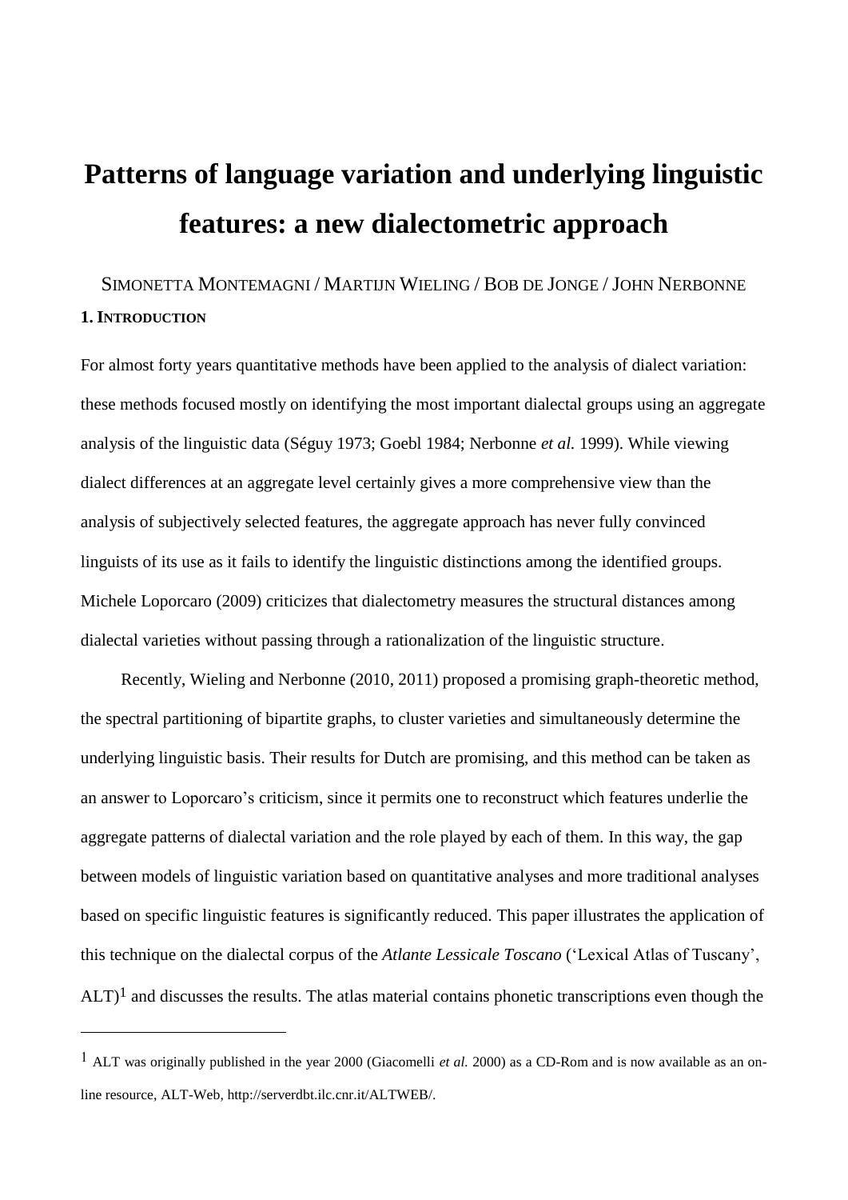# Patterns of language variation and underlying linguistic features: a new dialectometric approach

SIMONETTA MONTEMAGNI / MARTIJN WIELING / BOB DE JONGE / JOHN NERBONNE

## 1. INTRODUCTION

For almost forty years quantitative methods have been applied to the analysis of dialect variation: these methods focused mostly on identifying the most important dialectal groups using an aggregate analysis of the linguistic data (Séguy 1973; Goebl 1984; Nerbonne *et al.* 1999). While viewing dialect differences at an aggregate level certainly gives a more comprehensive view than the analysis of subjectively selected features, the aggregate approach has never fully convinced linguists of its use as it fails to identify the linguistic distinctions among the identified groups. Michele Loporcaro (2009) criticizes that dialectometry measures the structural distances among dialectal varieties without passing through a rationalization of the linguistic structure.

Recently, Wieling and Nerbonne (2010, 2011) proposed a promising graph-theoretic method, the spectral partitioning of bipartite graphs, to cluster varieties and simultaneously determine the underlying linguistic basis. Their results for Dutch are promising, and this method can be taken as an answer to Loporcaro's criticism, since it permits one to reconstruct which features underlie the aggregate patterns of dialectal variation and the role played by each of them. In this way, the gap between models of linguistic variation based on quantitative analyses and more traditional analyses based on specific linguistic features is significantly reduced. This paper illustrates the application of this technique on the dialectal corpus of the *Atlante Lessicale Toscano* ('Lexical Atlas of Tuscany', ALT)[1] and discusses the results. The atlas material contains phonetic transcriptions even though the

[1] ALT was originally published in the year 2000 (Giacomelli *et al.* 2000) as a CD-Rom and is now available as an on-line resource, ALT-Web, http://serverdbt.ilc.cnr.it/ALTWEB/.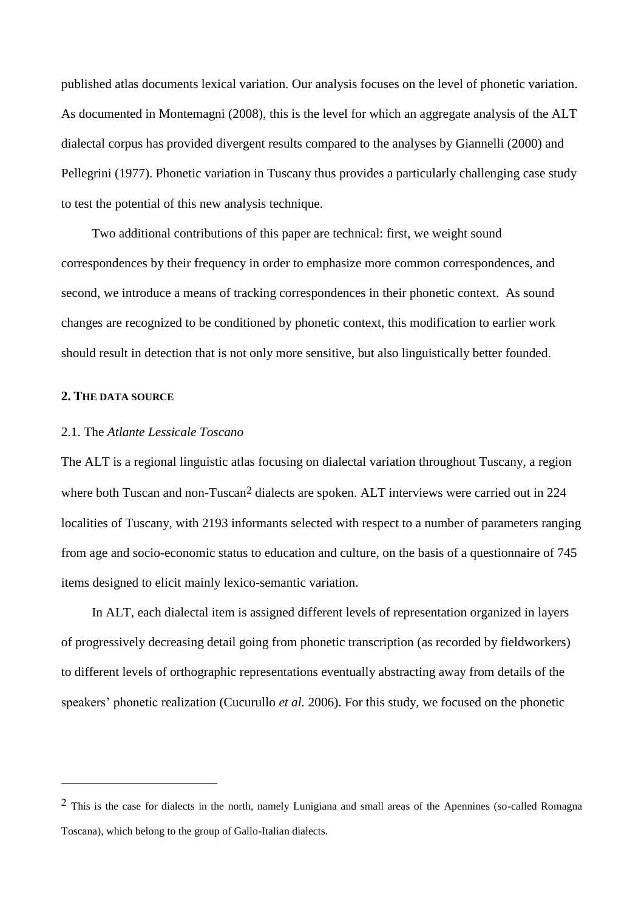published atlas documents lexical variation. Our analysis focuses on the level of phonetic variation. As documented in Montemagni (2008), this is the level for which an aggregate analysis of the ALT dialectal corpus has provided divergent results compared to the analyses by Giannelli (2000) and Pellegrini (1977). Phonetic variation in Tuscany thus provides a particularly challenging case study to test the potential of this new analysis technique.

Two additional contributions of this paper are technical: first, we weight sound correspondences by their frequency in order to emphasize more common correspondences, and second, we introduce a means of tracking correspondences in their phonetic context. As sound changes are recognized to be conditioned by phonetic context, this modification to earlier work should result in detection that is not only more sensitive, but also linguistically better founded.

## 2. The data source

### 2.1. The *Atlante Lessicale Toscano*

The ALT is a regional linguistic atlas focusing on dialectal variation throughout Tuscany, a region where both Tuscan and non-Tuscan[2] dialects are spoken. ALT interviews were carried out in 224 localities of Tuscany, with 2193 informants selected with respect to a number of parameters ranging from age and socio-economic status to education and culture, on the basis of a questionnaire of 745 items designed to elicit mainly lexico-semantic variation.

In ALT, each dialectal item is assigned different levels of representation organized in layers of progressively decreasing detail going from phonetic transcription (as recorded by fieldworkers) to different levels of orthographic representations eventually abstracting away from details of the speakers' phonetic realization (Cucurullo *et al.* 2006). For this study, we focused on the phonetic

[2] This is the case for dialects in the north, namely Lunigiana and small areas of the Apennines (so-called Romagna Toscana), which belong to the group of Gallo-Italian dialects.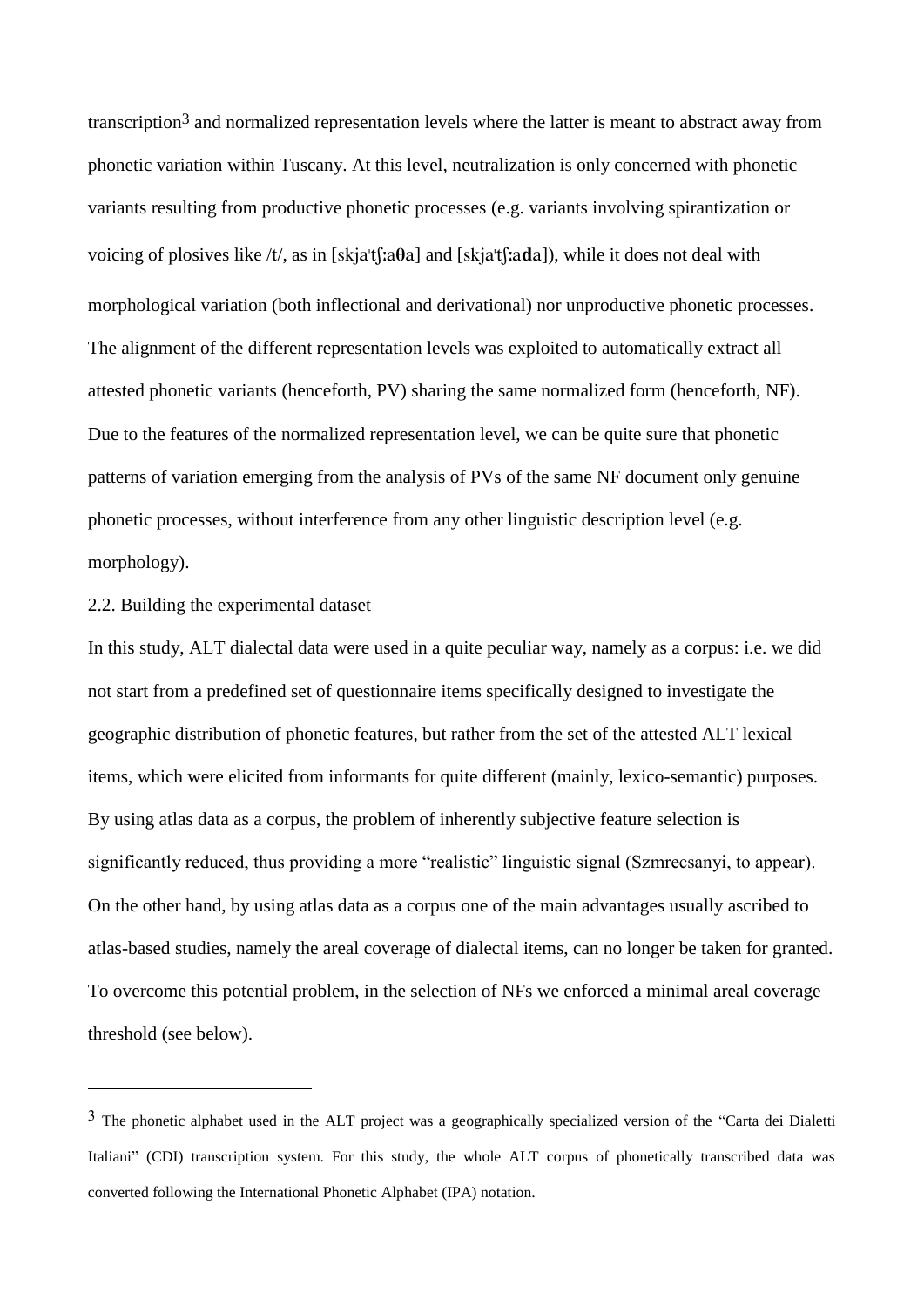transcription[3] and normalized representation levels where the latter is meant to abstract away from phonetic variation within Tuscany. At this level, neutralization is only concerned with phonetic variants resulting from productive phonetic processes (e.g. variants involving spirantization or voicing of plosives like /t/, as in [skjaˈtʃːa**θ**a] and [skjaˈtʃːa**d**a]), while it does not deal with morphological variation (both inflectional and derivational) nor unproductive phonetic processes. The alignment of the different representation levels was exploited to automatically extract all attested phonetic variants (henceforth, PV) sharing the same normalized form (henceforth, NF). Due to the features of the normalized representation level, we can be quite sure that phonetic patterns of variation emerging from the analysis of PVs of the same NF document only genuine phonetic processes, without interference from any other linguistic description level (e.g. morphology).

## 2.2. Building the experimental dataset

In this study, ALT dialectal data were used in a quite peculiar way, namely as a corpus: i.e. we did not start from a predefined set of questionnaire items specifically designed to investigate the geographic distribution of phonetic features, but rather from the set of the attested ALT lexical items, which were elicited from informants for quite different (mainly, lexico-semantic) purposes. By using atlas data as a corpus, the problem of inherently subjective feature selection is significantly reduced, thus providing a more "realistic" linguistic signal (Szmrecsanyi, to appear). On the other hand, by using atlas data as a corpus one of the main advantages usually ascribed to atlas-based studies, namely the areal coverage of dialectal items, can no longer be taken for granted. To overcome this potential problem, in the selection of NFs we enforced a minimal areal coverage threshold (see below).

---

[3] The phonetic alphabet used in the ALT project was a geographically specialized version of the "Carta dei Dialetti Italiani" (CDI) transcription system. For this study, the whole ALT corpus of phonetically transcribed data was converted following the International Phonetic Alphabet (IPA) notation.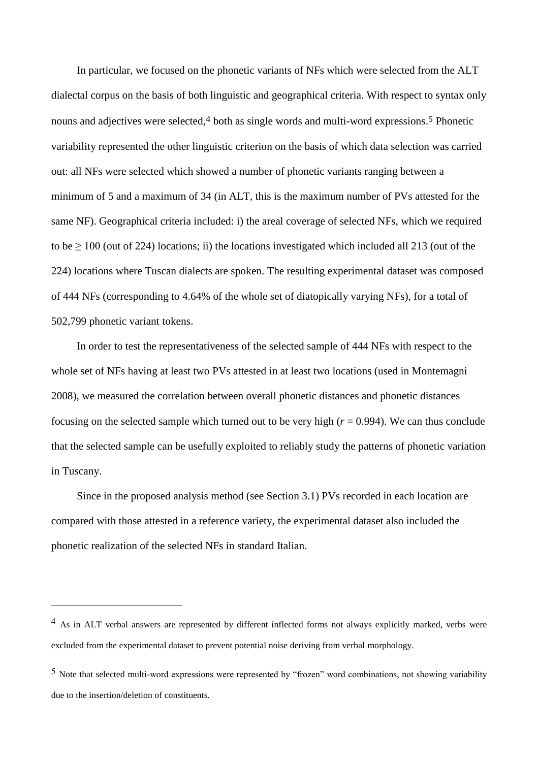In particular, we focused on the phonetic variants of NFs which were selected from the ALT dialectal corpus on the basis of both linguistic and geographical criteria. With respect to syntax only nouns and adjectives were selected,[4] both as single words and multi-word expressions.[5] Phonetic variability represented the other linguistic criterion on the basis of which data selection was carried out: all NFs were selected which showed a number of phonetic variants ranging between a minimum of 5 and a maximum of 34 (in ALT, this is the maximum number of PVs attested for the same NF). Geographical criteria included: i) the areal coverage of selected NFs, which we required to be ≥ 100 (out of 224) locations; ii) the locations investigated which included all 213 (out of the 224) locations where Tuscan dialects are spoken. The resulting experimental dataset was composed of 444 NFs (corresponding to 4.64% of the whole set of diatopically varying NFs), for a total of 502,799 phonetic variant tokens.

In order to test the representativeness of the selected sample of 444 NFs with respect to the whole set of NFs having at least two PVs attested in at least two locations (used in Montemagni 2008), we measured the correlation between overall phonetic distances and phonetic distances focusing on the selected sample which turned out to be very high ($r = 0.994$). We can thus conclude that the selected sample can be usefully exploited to reliably study the patterns of phonetic variation in Tuscany.

Since in the proposed analysis method (see Section 3.1) PVs recorded in each location are compared with those attested in a reference variety, the experimental dataset also included the phonetic realization of the selected NFs in standard Italian.

---

[4] As in ALT verbal answers are represented by different inflected forms not always explicitly marked, verbs were excluded from the experimental dataset to prevent potential noise deriving from verbal morphology.

[5] Note that selected multi-word expressions were represented by “frozen” word combinations, not showing variability due to the insertion/deletion of constituents.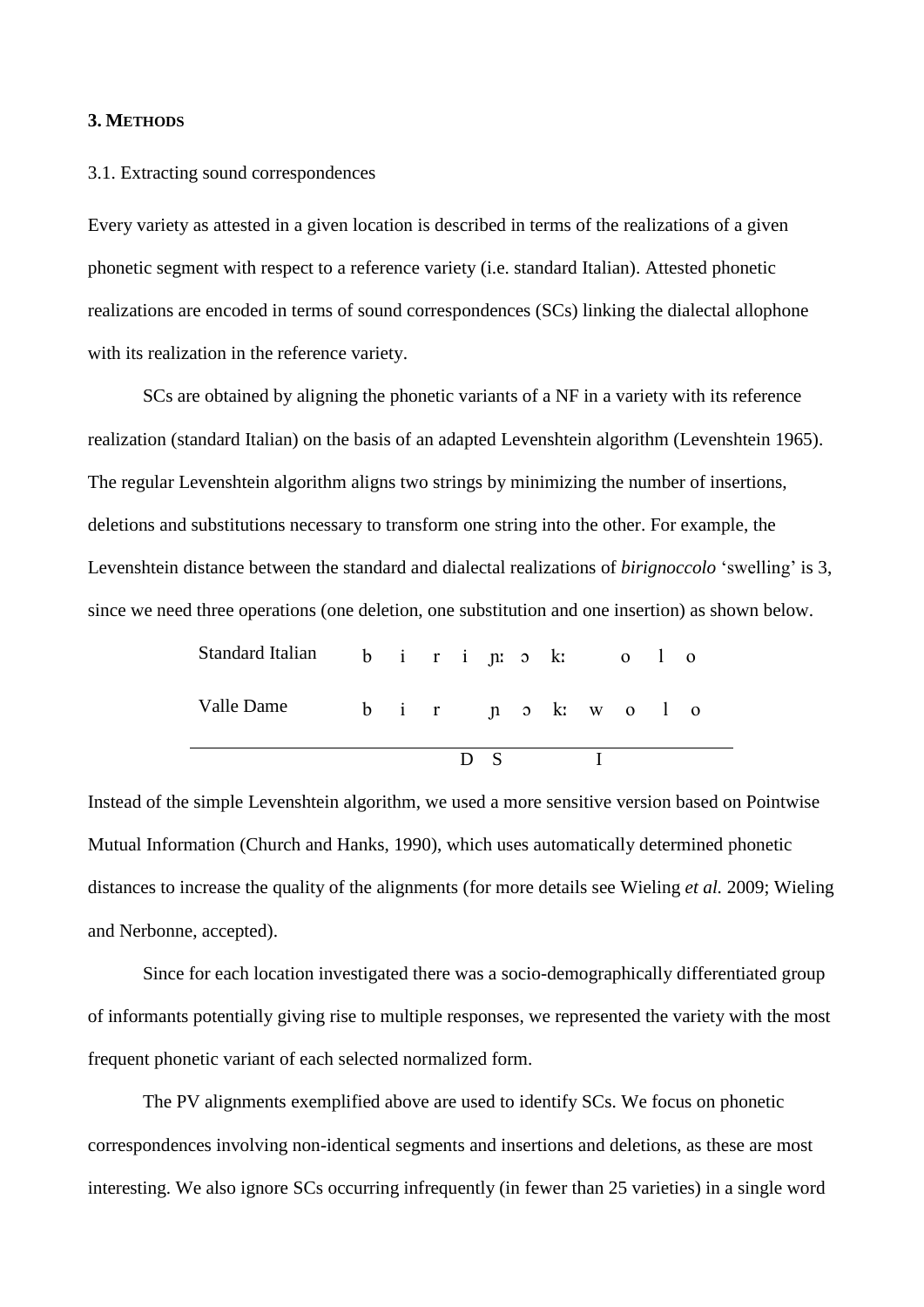### 3. METHODS

3.1. Extracting sound correspondences

Every variety as attested in a given location is described in terms of the realizations of a given phonetic segment with respect to a reference variety (i.e. standard Italian). Attested phonetic realizations are encoded in terms of sound correspondences (SCs) linking the dialectal allophone with its realization in the reference variety.

SCs are obtained by aligning the phonetic variants of a NF in a variety with its reference realization (standard Italian) on the basis of an adapted Levenshtein algorithm (Levenshtein 1965). The regular Levenshtein algorithm aligns two strings by minimizing the number of insertions, deletions and substitutions necessary to transform one string into the other. For example, the Levenshtein distance between the standard and dialectal realizations of *birignoccolo* 'swelling' is 3, since we need three operations (one deletion, one substitution and one insertion) as shown below.

| | | | | | | | | | | | |
|---|---|---|---|---|---|---|---|---|---|---|---|
| Standard Italian | b | i | r | i | ɲː | ɔ | kː | | o | l | o |
| Valle Dame | b | i | r | | ɲ | ɔ | kː | w | o | l | o |
| | | | | D | S | | | I | | | |

Instead of the simple Levenshtein algorithm, we used a more sensitive version based on Pointwise Mutual Information (Church and Hanks, 1990), which uses automatically determined phonetic distances to increase the quality of the alignments (for more details see Wieling *et al.* 2009; Wieling and Nerbonne, accepted).

Since for each location investigated there was a socio-demographically differentiated group of informants potentially giving rise to multiple responses, we represented the variety with the most frequent phonetic variant of each selected normalized form.

The PV alignments exemplified above are used to identify SCs. We focus on phonetic correspondences involving non-identical segments and insertions and deletions, as these are most interesting. We also ignore SCs occurring infrequently (in fewer than 25 varieties) in a single word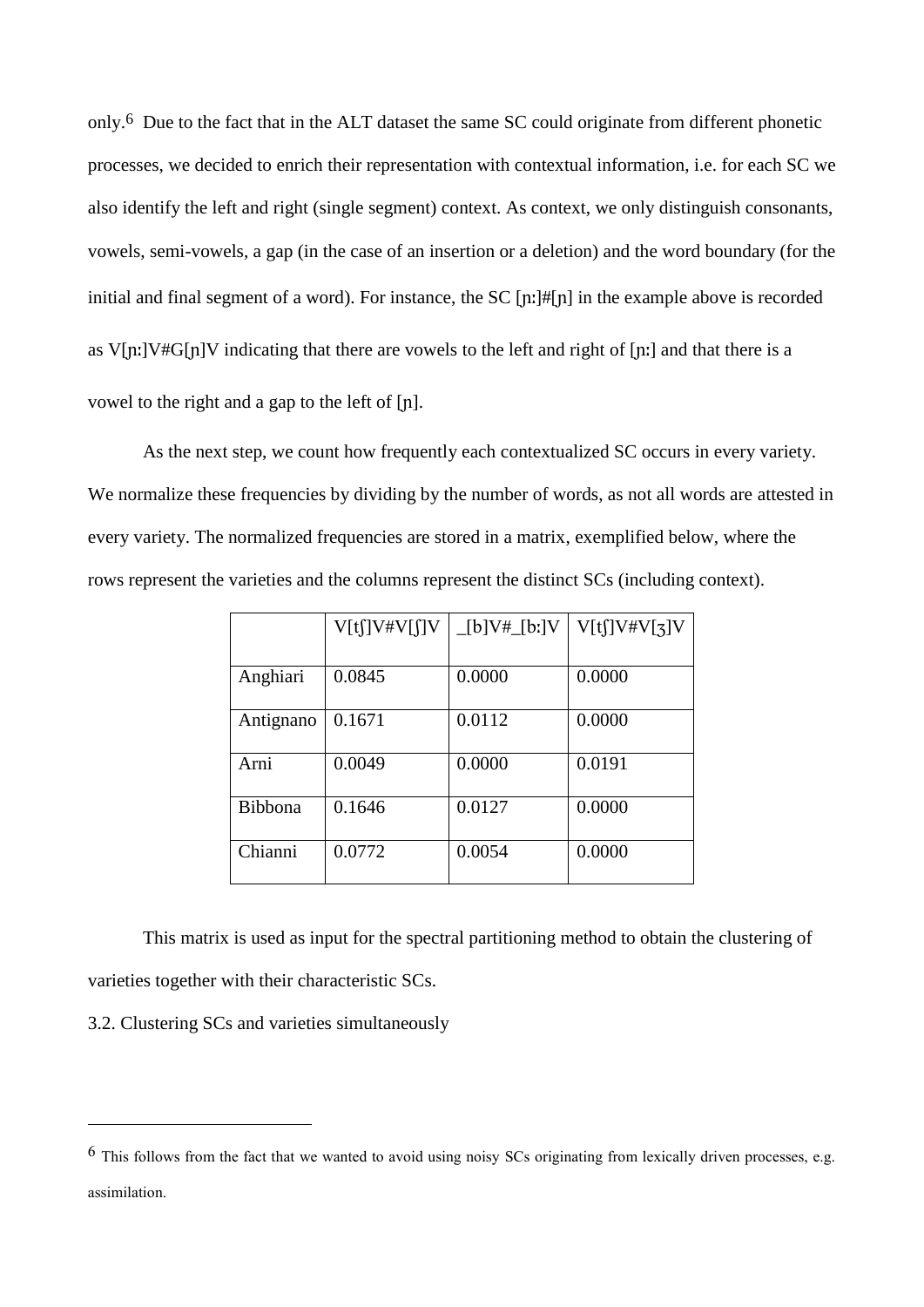only.[6] Due to the fact that in the ALT dataset the same SC could originate from different phonetic processes, we decided to enrich their representation with contextual information, i.e. for each SC we also identify the left and right (single segment) context. As context, we only distinguish consonants, vowels, semi-vowels, a gap (in the case of an insertion or a deletion) and the word boundary (for the initial and final segment of a word). For instance, the SC [ɲː]#[ɲ] in the example above is recorded as V[ɲː]V#G[ɲ]V indicating that there are vowels to the left and right of [ɲː] and that there is a vowel to the right and a gap to the left of [ɲ].

As the next step, we count how frequently each contextualized SC occurs in every variety. We normalize these frequencies by dividing by the number of words, as not all words are attested in every variety. The normalized frequencies are stored in a matrix, exemplified below, where the rows represent the varieties and the columns represent the distinct SCs (including context).

| | V[tʃ]V#V[ʃ]V | _[b]V#_[bː]V | V[tʃ]V#V[ʒ]V |
|---|---|---|---|
| Anghiari | 0.0845 | 0.0000 | 0.0000 |
| Antignano | 0.1671 | 0.0112 | 0.0000 |
| Arni | 0.0049 | 0.0000 | 0.0191 |
| Bibbona | 0.1646 | 0.0127 | 0.0000 |
| Chianni | 0.0772 | 0.0054 | 0.0000 |

This matrix is used as input for the spectral partitioning method to obtain the clustering of varieties together with their characteristic SCs.

## 3.2. Clustering SCs and varieties simultaneously

[6] This follows from the fact that we wanted to avoid using noisy SCs originating from lexically driven processes, e.g. assimilation.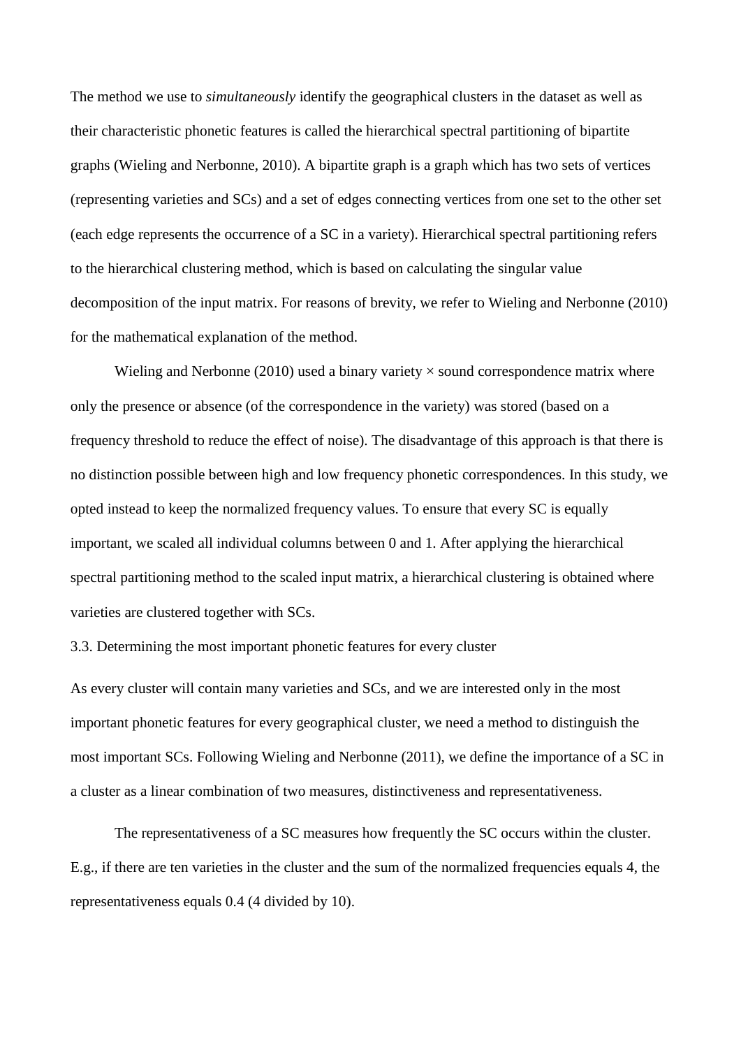The method we use to *simultaneously* identify the geographical clusters in the dataset as well as their characteristic phonetic features is called the hierarchical spectral partitioning of bipartite graphs (Wieling and Nerbonne, 2010). A bipartite graph is a graph which has two sets of vertices (representing varieties and SCs) and a set of edges connecting vertices from one set to the other set (each edge represents the occurrence of a SC in a variety). Hierarchical spectral partitioning refers to the hierarchical clustering method, which is based on calculating the singular value decomposition of the input matrix. For reasons of brevity, we refer to Wieling and Nerbonne (2010) for the mathematical explanation of the method.

Wieling and Nerbonne (2010) used a binary variety × sound correspondence matrix where only the presence or absence (of the correspondence in the variety) was stored (based on a frequency threshold to reduce the effect of noise). The disadvantage of this approach is that there is no distinction possible between high and low frequency phonetic correspondences. In this study, we opted instead to keep the normalized frequency values. To ensure that every SC is equally important, we scaled all individual columns between 0 and 1. After applying the hierarchical spectral partitioning method to the scaled input matrix, a hierarchical clustering is obtained where varieties are clustered together with SCs.

### 3.3. Determining the most important phonetic features for every cluster

As every cluster will contain many varieties and SCs, and we are interested only in the most important phonetic features for every geographical cluster, we need a method to distinguish the most important SCs. Following Wieling and Nerbonne (2011), we define the importance of a SC in a cluster as a linear combination of two measures, distinctiveness and representativeness.

The representativeness of a SC measures how frequently the SC occurs within the cluster. E.g., if there are ten varieties in the cluster and the sum of the normalized frequencies equals 4, the representativeness equals 0.4 (4 divided by 10).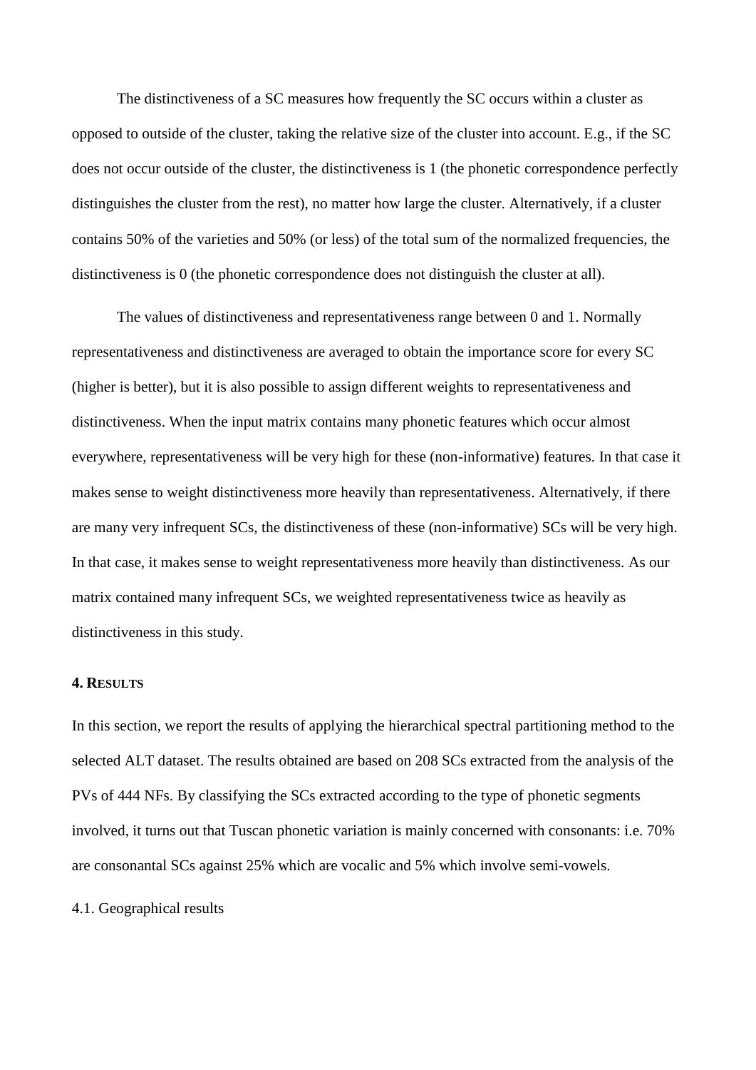The distinctiveness of a SC measures how frequently the SC occurs within a cluster as opposed to outside of the cluster, taking the relative size of the cluster into account. E.g., if the SC does not occur outside of the cluster, the distinctiveness is 1 (the phonetic correspondence perfectly distinguishes the cluster from the rest), no matter how large the cluster. Alternatively, if a cluster contains 50% of the varieties and 50% (or less) of the total sum of the normalized frequencies, the distinctiveness is 0 (the phonetic correspondence does not distinguish the cluster at all).

The values of distinctiveness and representativeness range between 0 and 1. Normally representativeness and distinctiveness are averaged to obtain the importance score for every SC (higher is better), but it is also possible to assign different weights to representativeness and distinctiveness. When the input matrix contains many phonetic features which occur almost everywhere, representativeness will be very high for these (non-informative) features. In that case it makes sense to weight distinctiveness more heavily than representativeness. Alternatively, if there are many very infrequent SCs, the distinctiveness of these (non-informative) SCs will be very high. In that case, it makes sense to weight representativeness more heavily than distinctiveness. As our matrix contained many infrequent SCs, we weighted representativeness twice as heavily as distinctiveness in this study.

## 4. Results

In this section, we report the results of applying the hierarchical spectral partitioning method to the selected ALT dataset. The results obtained are based on 208 SCs extracted from the analysis of the PVs of 444 NFs. By classifying the SCs extracted according to the type of phonetic segments involved, it turns out that Tuscan phonetic variation is mainly concerned with consonants: i.e. 70% are consonantal SCs against 25% which are vocalic and 5% which involve semi-vowels.

### 4.1. Geographical results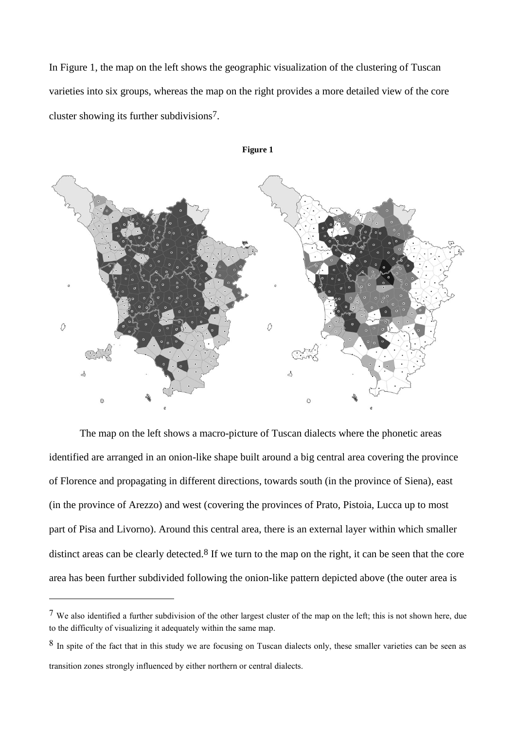In Figure 1, the map on the left shows the geographic visualization of the clustering of Tuscan varieties into six groups, whereas the map on the right provides a more detailed view of the core cluster showing its further subdivisions[7].

**Figure 1**

The map on the left shows a macro-picture of Tuscan dialects where the phonetic areas identified are arranged in an onion-like shape built around a big central area covering the province of Florence and propagating in different directions, towards south (in the province of Siena), east (in the province of Arezzo) and west (covering the provinces of Prato, Pistoia, Lucca up to most part of Pisa and Livorno). Around this central area, there is an external layer within which smaller distinct areas can be clearly detected.[8] If we turn to the map on the right, it can be seen that the core area has been further subdivided following the onion-like pattern depicted above (the outer area is

---

[7] We also identified a further subdivision of the other largest cluster of the map on the left; this is not shown here, due to the difficulty of visualizing it adequately within the same map.

[8] In spite of the fact that in this study we are focusing on Tuscan dialects only, these smaller varieties can be seen as transition zones strongly influenced by either northern or central dialects.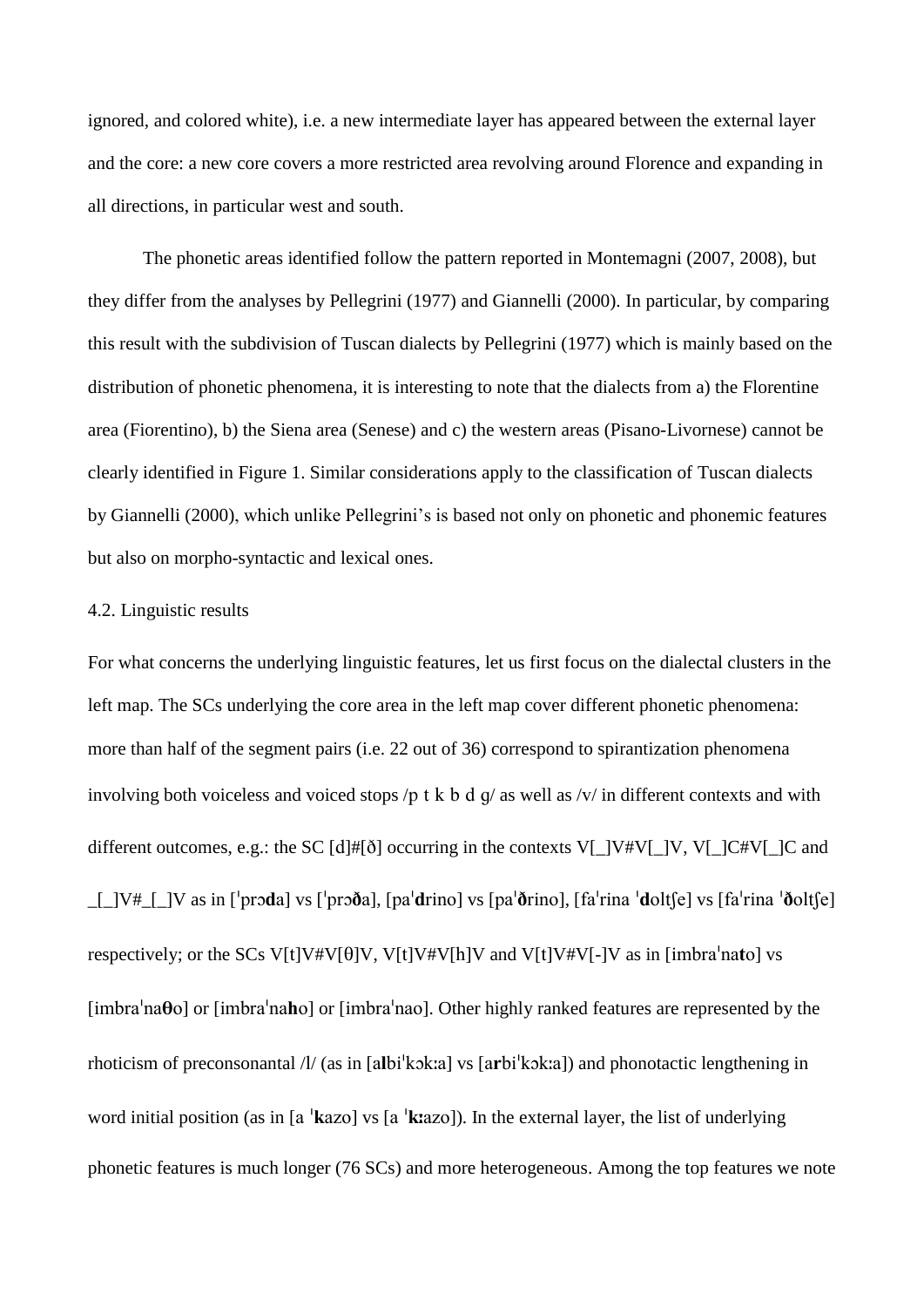ignored, and colored white), i.e. a new intermediate layer has appeared between the external layer and the core: a new core covers a more restricted area revolving around Florence and expanding in all directions, in particular west and south.

The phonetic areas identified follow the pattern reported in Montemagni (2007, 2008), but they differ from the analyses by Pellegrini (1977) and Giannelli (2000). In particular, by comparing this result with the subdivision of Tuscan dialects by Pellegrini (1977) which is mainly based on the distribution of phonetic phenomena, it is interesting to note that the dialects from a) the Florentine area (Fiorentino), b) the Siena area (Senese) and c) the western areas (Pisano-Livornese) cannot be clearly identified in Figure 1. Similar considerations apply to the classification of Tuscan dialects by Giannelli (2000), which unlike Pellegrini's is based not only on phonetic and phonemic features but also on morpho-syntactic and lexical ones.

4.2. Linguistic results

For what concerns the underlying linguistic features, let us first focus on the dialectal clusters in the left map. The SCs underlying the core area in the left map cover different phonetic phenomena: more than half of the segment pairs (i.e. 22 out of 36) correspond to spirantization phenomena involving both voiceless and voiced stops /p t k b d g/ as well as /v/ in different contexts and with different outcomes, e.g.: the SC [d]#[ð] occurring in the contexts V[_]V#V[_]V, V[_]C#V[_]C and _[_]V#_[_]V as in [ˈprɔ**d**a] vs [ˈprɔ**ð**a], [paˈ**d**rino] vs [paˈ**ð**rino], [faˈrina ˈ**d**oltʃe] vs [faˈrina ˈ**ð**oltʃe] respectively; or the SCs V[t]V#V[θ]V, V[t]V#V[h]V and V[t]V#V[-]V as in [imbraˈna**t**o] vs [imbraˈna**θ**o] or [imbraˈna**h**o] or [imbraˈnao]. Other highly ranked features are represented by the rhoticism of preconsonantal /l/ (as in [a**l**biˈkɔkːa] vs [a**r**biˈkɔkːa]) and phonotactic lengthening in word initial position (as in [a ˈ**k**azo] vs [a ˈ**kː**azo]). In the external layer, the list of underlying phonetic features is much longer (76 SCs) and more heterogeneous. Among the top features we note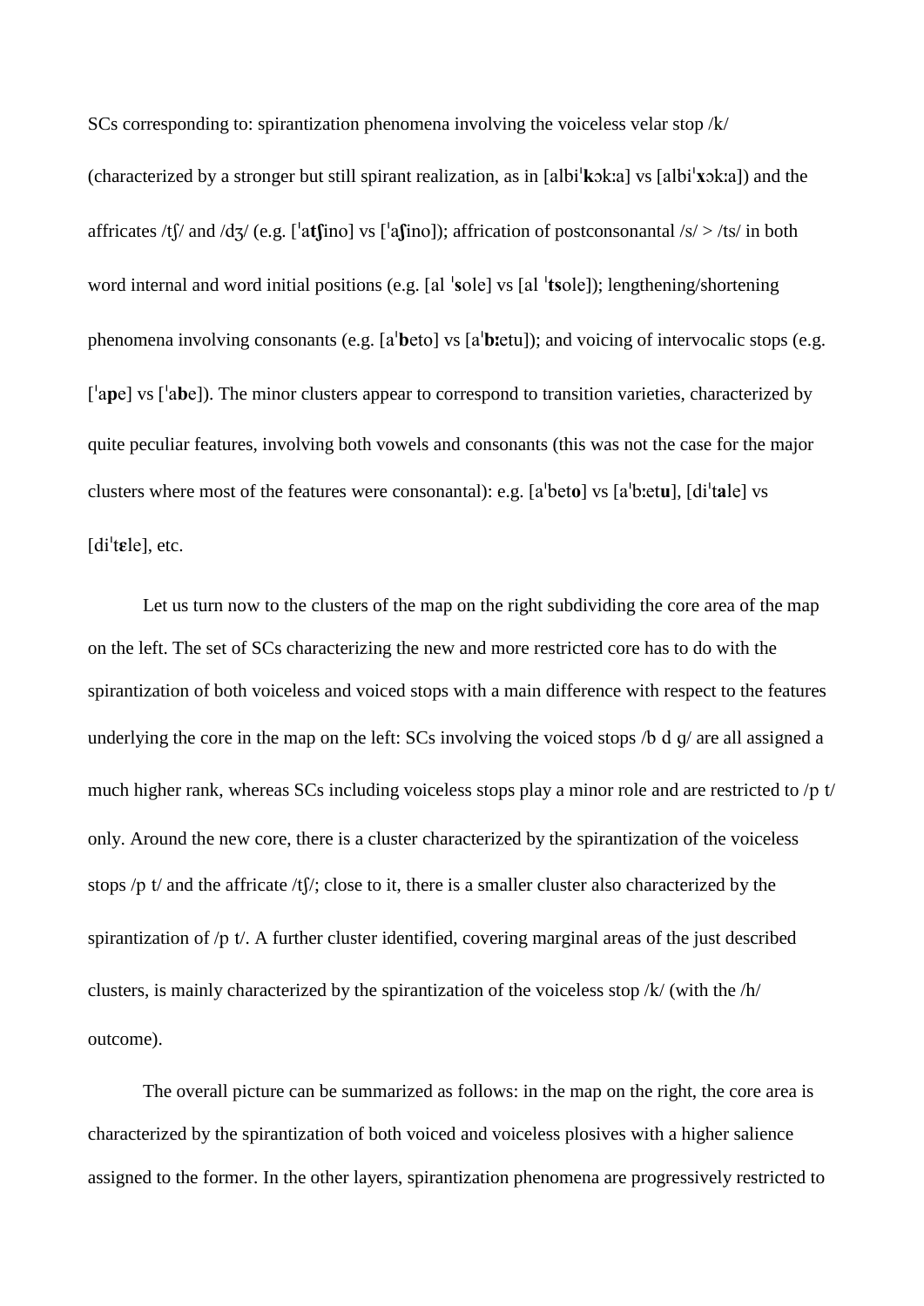SCs corresponding to: spirantization phenomena involving the voiceless velar stop /k/ (characterized by a stronger but still spirant realization, as in [albiˈ**k**ɔkːa] vs [albiˈ**x**ɔkːa]) and the affricates /tʃ/ and /dʒ/ (e.g. [ˈa**tʃ**ino] vs [ˈa**ʃ**ino]); affrication of postconsonantal /s/ > /ts/ in both word internal and word initial positions (e.g. [al ˈ**s**ole] vs [al ˈ**ts**ole]); lengthening/shortening phenomena involving consonants (e.g. [aˈ**b**eto] vs [aˈ**bː**etu]); and voicing of intervocalic stops (e.g. [ˈa**p**e] vs [ˈa**b**e]). The minor clusters appear to correspond to transition varieties, characterized by quite peculiar features, involving both vowels and consonants (this was not the case for the major clusters where most of the features were consonantal): e.g. [aˈbet**o**] vs [aˈbːet**u**], [diˈt**a**le] vs [diˈt**ɛ**le], etc.

Let us turn now to the clusters of the map on the right subdividing the core area of the map on the left. The set of SCs characterizing the new and more restricted core has to do with the spirantization of both voiceless and voiced stops with a main difference with respect to the features underlying the core in the map on the left: SCs involving the voiced stops /b d ɡ/ are all assigned a much higher rank, whereas SCs including voiceless stops play a minor role and are restricted to /p t/ only. Around the new core, there is a cluster characterized by the spirantization of the voiceless stops /p t/ and the affricate /tʃ/; close to it, there is a smaller cluster also characterized by the spirantization of /p t/. A further cluster identified, covering marginal areas of the just described clusters, is mainly characterized by the spirantization of the voiceless stop /k/ (with the /h/ outcome).

The overall picture can be summarized as follows: in the map on the right, the core area is characterized by the spirantization of both voiced and voiceless plosives with a higher salience assigned to the former. In the other layers, spirantization phenomena are progressively restricted to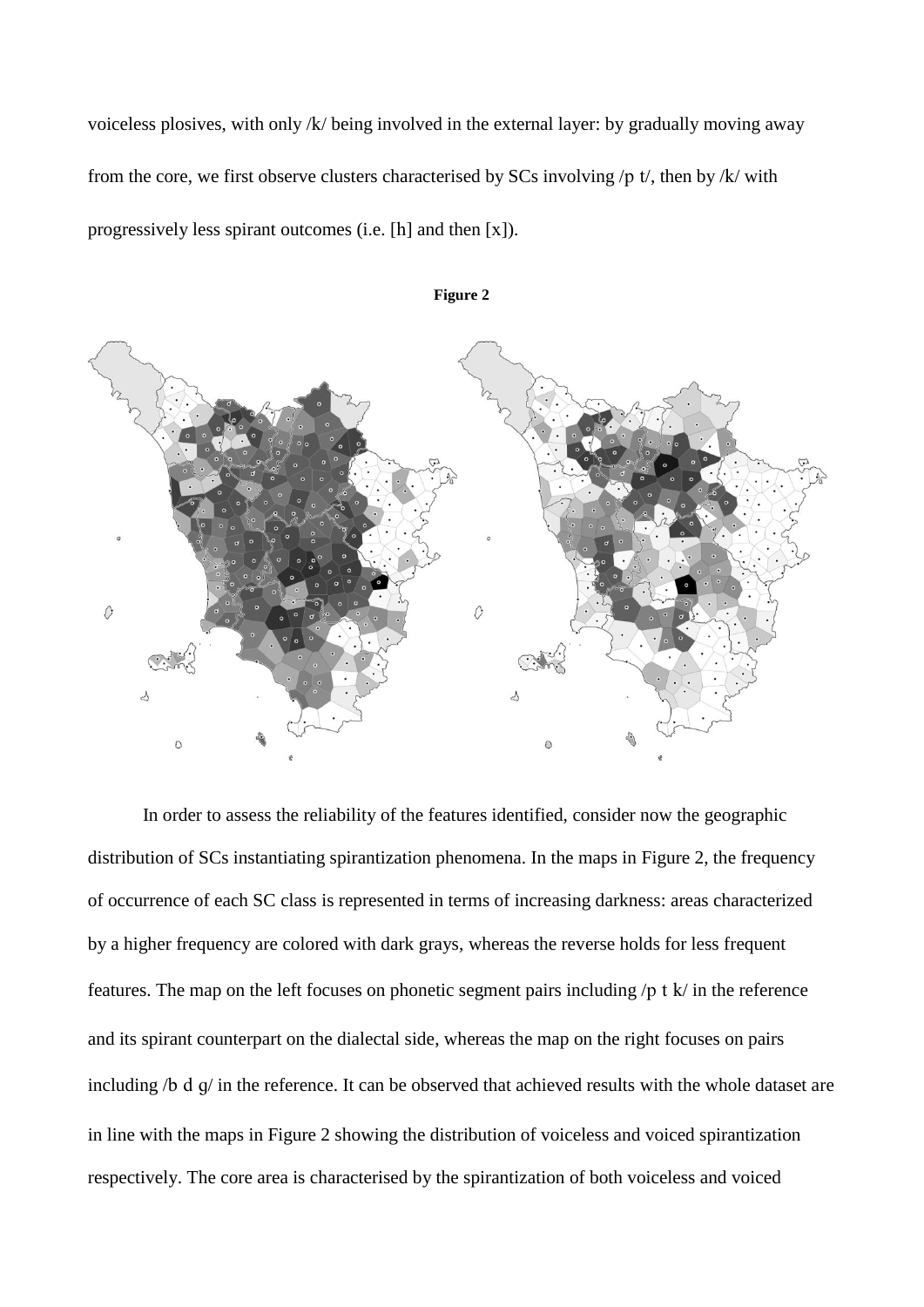voiceless plosives, with only /k/ being involved in the external layer: by gradually moving away from the core, we first observe clusters characterised by SCs involving /p t/, then by /k/ with progressively less spirant outcomes (i.e. [h] and then [x]).

**Figure 2**

In order to assess the reliability of the features identified, consider now the geographic distribution of SCs instantiating spirantization phenomena. In the maps in Figure 2, the frequency of occurrence of each SC class is represented in terms of increasing darkness: areas characterized by a higher frequency are colored with dark grays, whereas the reverse holds for less frequent features. The map on the left focuses on phonetic segment pairs including /p t k/ in the reference and its spirant counterpart on the dialectal side, whereas the map on the right focuses on pairs including /b d g/ in the reference. It can be observed that achieved results with the whole dataset are in line with the maps in Figure 2 showing the distribution of voiceless and voiced spirantization respectively. The core area is characterised by the spirantization of both voiceless and voiced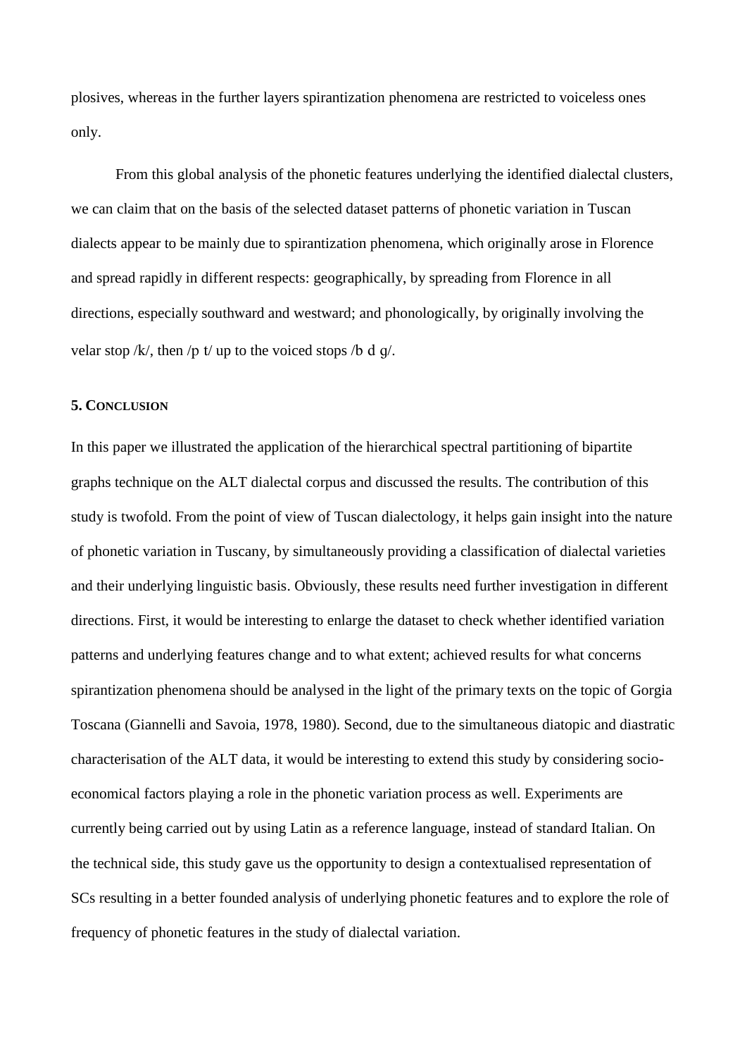plosives, whereas in the further layers spirantization phenomena are restricted to voiceless ones only.

From this global analysis of the phonetic features underlying the identified dialectal clusters, we can claim that on the basis of the selected dataset patterns of phonetic variation in Tuscan dialects appear to be mainly due to spirantization phenomena, which originally arose in Florence and spread rapidly in different respects: geographically, by spreading from Florence in all directions, especially southward and westward; and phonologically, by originally involving the velar stop /k/, then /p t/ up to the voiced stops /b d g/.

## 5. Conclusion

In this paper we illustrated the application of the hierarchical spectral partitioning of bipartite graphs technique on the ALT dialectal corpus and discussed the results. The contribution of this study is twofold. From the point of view of Tuscan dialectology, it helps gain insight into the nature of phonetic variation in Tuscany, by simultaneously providing a classification of dialectal varieties and their underlying linguistic basis. Obviously, these results need further investigation in different directions. First, it would be interesting to enlarge the dataset to check whether identified variation patterns and underlying features change and to what extent; achieved results for what concerns spirantization phenomena should be analysed in the light of the primary texts on the topic of Gorgia Toscana (Giannelli and Savoia, 1978, 1980). Second, due to the simultaneous diatopic and diastratic characterisation of the ALT data, it would be interesting to extend this study by considering socio-economical factors playing a role in the phonetic variation process as well. Experiments are currently being carried out by using Latin as a reference language, instead of standard Italian. On the technical side, this study gave us the opportunity to design a contextualised representation of SCs resulting in a better founded analysis of underlying phonetic features and to explore the role of frequency of phonetic features in the study of dialectal variation.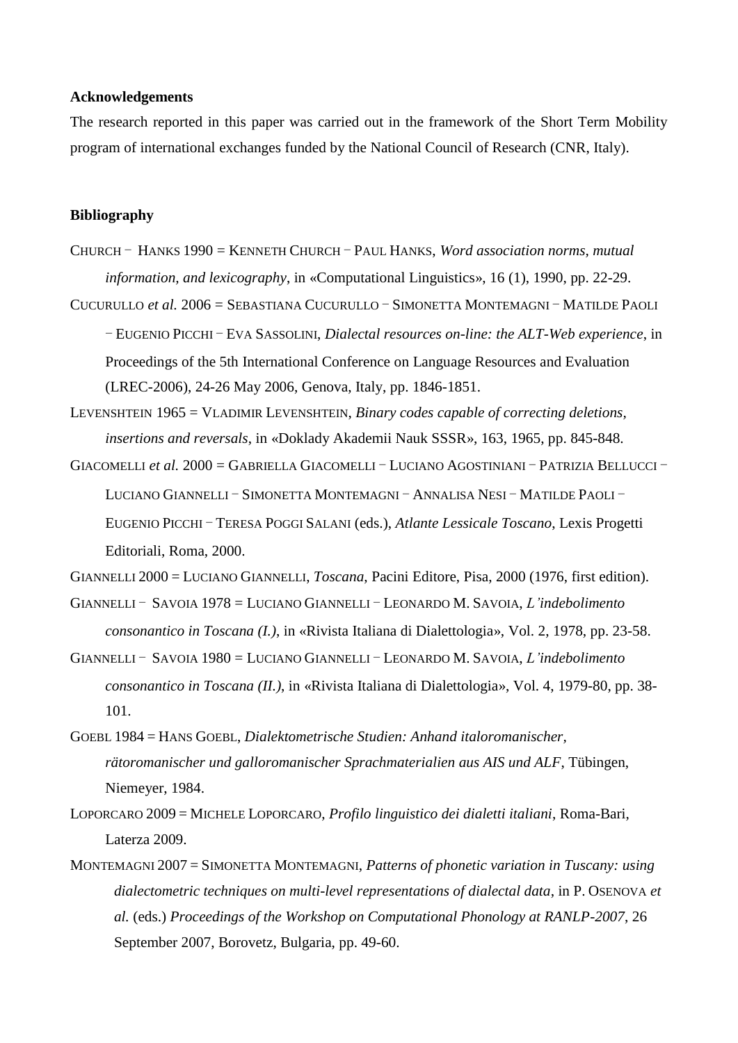**Acknowledgements**

The research reported in this paper was carried out in the framework of the Short Term Mobility program of international exchanges funded by the National Council of Research (CNR, Italy).

**Bibliography**

CHURCH − HANKS 1990 = KENNETH CHURCH − PAUL HANKS, *Word association norms, mutual information, and lexicography*, in «Computational Linguistics», 16 (1), 1990, pp. 22-29.

CUCURULLO *et al.* 2006 = SEBASTIANA CUCURULLO − SIMONETTA MONTEMAGNI − MATILDE PAOLI − EUGENIO PICCHI − EVA SASSOLINI, *Dialectal resources on-line: the ALT-Web experience*, in Proceedings of the 5th International Conference on Language Resources and Evaluation (LREC-2006), 24-26 May 2006, Genova, Italy, pp. 1846-1851.

LEVENSHTEIN 1965 = VLADIMIR LEVENSHTEIN, *Binary codes capable of correcting deletions, insertions and reversals*, in «Doklady Akademii Nauk SSSR», 163, 1965, pp. 845-848.

GIACOMELLI *et al.* 2000 = GABRIELLA GIACOMELLI − LUCIANO AGOSTINIANI − PATRIZIA BELLUCCI − LUCIANO GIANNELLI − SIMONETTA MONTEMAGNI − ANNALISA NESI − MATILDE PAOLI − EUGENIO PICCHI − TERESA POGGI SALANI (eds.), *Atlante Lessicale Toscano*, Lexis Progetti Editoriali, Roma, 2000.

GIANNELLI 2000 = LUCIANO GIANNELLI, *Toscana*, Pacini Editore, Pisa, 2000 (1976, first edition).

GIANNELLI − SAVOIA 1978 = LUCIANO GIANNELLI − LEONARDO M. SAVOIA, *L'indebolimento consonantico in Toscana (I.)*, in «Rivista Italiana di Dialettologia», Vol. 2, 1978, pp. 23-58.

GIANNELLI − SAVOIA 1980 = LUCIANO GIANNELLI − LEONARDO M. SAVOIA, *L'indebolimento consonantico in Toscana (II.)*, in «Rivista Italiana di Dialettologia», Vol. 4, 1979-80, pp. 38-101.

GOEBL 1984 = HANS GOEBL, *Dialektometrische Studien: Anhand italoromanischer, rätoromanischer und galloromanischer Sprachmaterialien aus AIS und ALF*, Tübingen, Niemeyer, 1984.

LOPORCARO 2009 = MICHELE LOPORCARO, *Profilo linguistico dei dialetti italiani*, Roma-Bari, Laterza 2009.

MONTEMAGNI 2007 = SIMONETTA MONTEMAGNI, *Patterns of phonetic variation in Tuscany: using dialectometric techniques on multi-level representations of dialectal data*, in P. OSENOVA *et al.* (eds.) *Proceedings of the Workshop on Computational Phonology at RANLP-2007*, 26 September 2007, Borovetz, Bulgaria, pp. 49-60.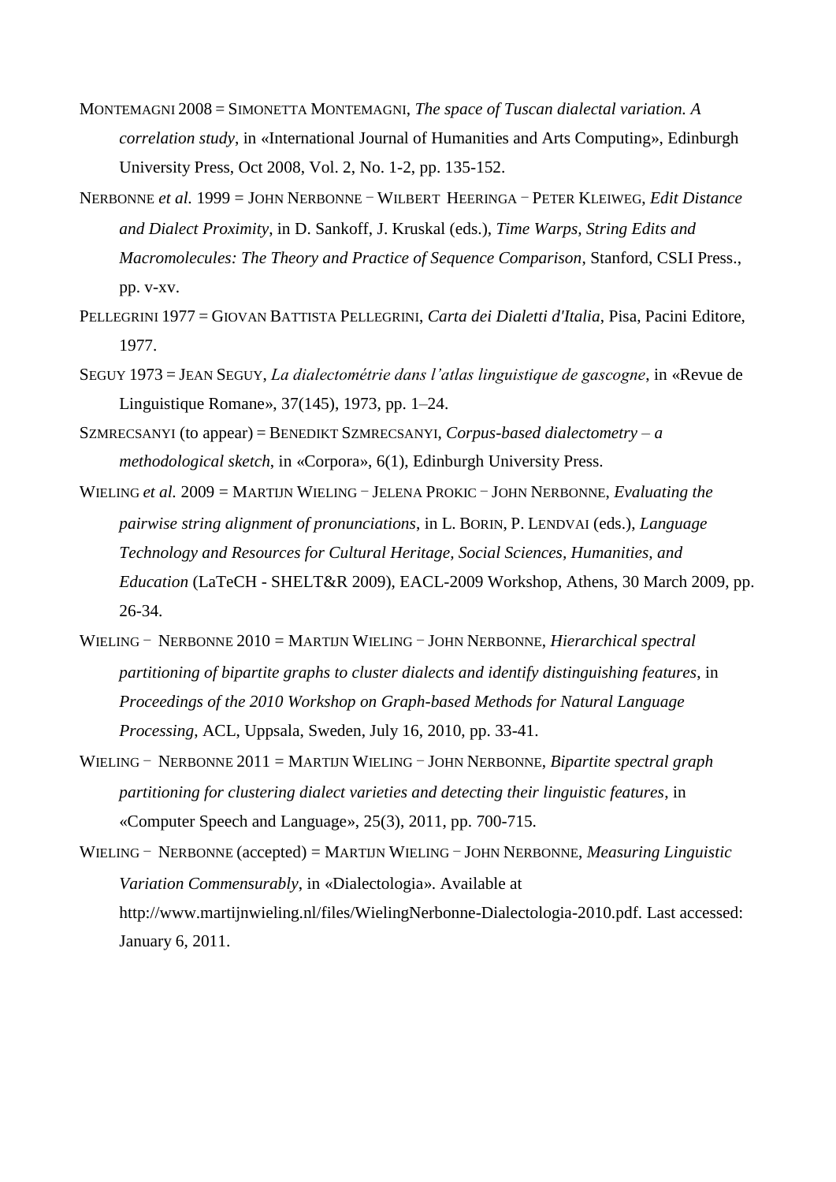MONTEMAGNI 2008 = SIMONETTA MONTEMAGNI, *The space of Tuscan dialectal variation. A correlation study*, in «International Journal of Humanities and Arts Computing», Edinburgh University Press, Oct 2008, Vol. 2, No. 1-2, pp. 135-152.

NERBONNE *et al.* 1999 = JOHN NERBONNE – WILBERT HEERINGA – PETER KLEIWEG, *Edit Distance and Dialect Proximity*, in D. Sankoff, J. Kruskal (eds.), *Time Warps, String Edits and Macromolecules: The Theory and Practice of Sequence Comparison*, Stanford, CSLI Press., pp. v-xv.

PELLEGRINI 1977 = GIOVAN BATTISTA PELLEGRINI, *Carta dei Dialetti d'Italia*, Pisa, Pacini Editore, 1977.

SEGUY 1973 = JEAN SEGUY, *La dialectométrie dans l'atlas linguistique de gascogne*, in «Revue de Linguistique Romane», 37(145), 1973, pp. 1–24.

SZMRECSANYI (to appear) = BENEDIKT SZMRECSANYI, *Corpus-based dialectometry – a methodological sketch*, in «Corpora», 6(1), Edinburgh University Press.

WIELING *et al.* 2009 = MARTIJN WIELING – JELENA PROKIC – JOHN NERBONNE, *Evaluating the pairwise string alignment of pronunciations*, in L. BORIN, P. LENDVAI (eds.), *Language Technology and Resources for Cultural Heritage, Social Sciences, Humanities, and Education* (LaTeCH - SHELT&R 2009), EACL-2009 Workshop, Athens, 30 March 2009, pp. 26-34.

WIELING – NERBONNE 2010 = MARTIJN WIELING – JOHN NERBONNE, *Hierarchical spectral partitioning of bipartite graphs to cluster dialects and identify distinguishing features*, in *Proceedings of the 2010 Workshop on Graph-based Methods for Natural Language Processing*, ACL, Uppsala, Sweden, July 16, 2010, pp. 33-41.

WIELING – NERBONNE 2011 = MARTIJN WIELING – JOHN NERBONNE, *Bipartite spectral graph partitioning for clustering dialect varieties and detecting their linguistic features*, in «Computer Speech and Language», 25(3), 2011, pp. 700-715.

WIELING – NERBONNE (accepted) = MARTIJN WIELING – JOHN NERBONNE, *Measuring Linguistic Variation Commensurably*, in «Dialectologia». Available at http://www.martijnwieling.nl/files/WielingNerbonne-Dialectologia-2010.pdf. Last accessed: January 6, 2011.